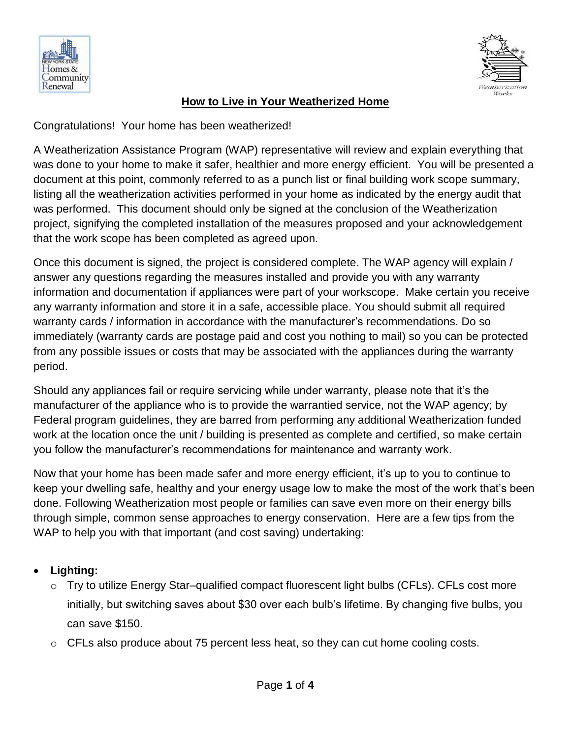# How to Live in Your Weatherized Home

Congratulations! Your home has been weatherized!

A Weatherization Assistance Program (WAP) representative will review and explain everything that was done to your home to make it safer, healthier and more energy efficient. You will be presented a document at this point, commonly referred to as a punch list or final building work scope summary, listing all the weatherization activities performed in your home as indicated by the energy audit that was performed. This document should only be signed at the conclusion of the Weatherization project, signifying the completed installation of the measures proposed and your acknowledgement that the work scope has been completed as agreed upon.

Once this document is signed, the project is considered complete. The WAP agency will explain / answer any questions regarding the measures installed and provide you with any warranty information and documentation if appliances were part of your workscope. Make certain you receive any warranty information and store it in a safe, accessible place. You should submit all required warranty cards / information in accordance with the manufacturer's recommendations. Do so immediately (warranty cards are postage paid and cost you nothing to mail) so you can be protected from any possible issues or costs that may be associated with the appliances during the warranty period.

Should any appliances fail or require servicing while under warranty, please note that it's the manufacturer of the appliance who is to provide the warrantied service, not the WAP agency; by Federal program guidelines, they are barred from performing any additional Weatherization funded work at the location once the unit / building is presented as complete and certified, so make certain you follow the manufacturer's recommendations for maintenance and warranty work.

Now that your home has been made safer and more energy efficient, it's up to you to continue to keep your dwelling safe, healthy and your energy usage low to make the most of the work that's been done. Following Weatherization most people or families can save even more on their energy bills through simple, common sense approaches to energy conservation. Here are a few tips from the WAP to help you with that important (and cost saving) undertaking:

- **Lighting:**
  - Try to utilize Energy Star–qualified compact fluorescent light bulbs (CFLs). CFLs cost more initially, but switching saves about $30 over each bulb's lifetime. By changing five bulbs, you can save $150.
  - CFLs also produce about 75 percent less heat, so they can cut home cooling costs.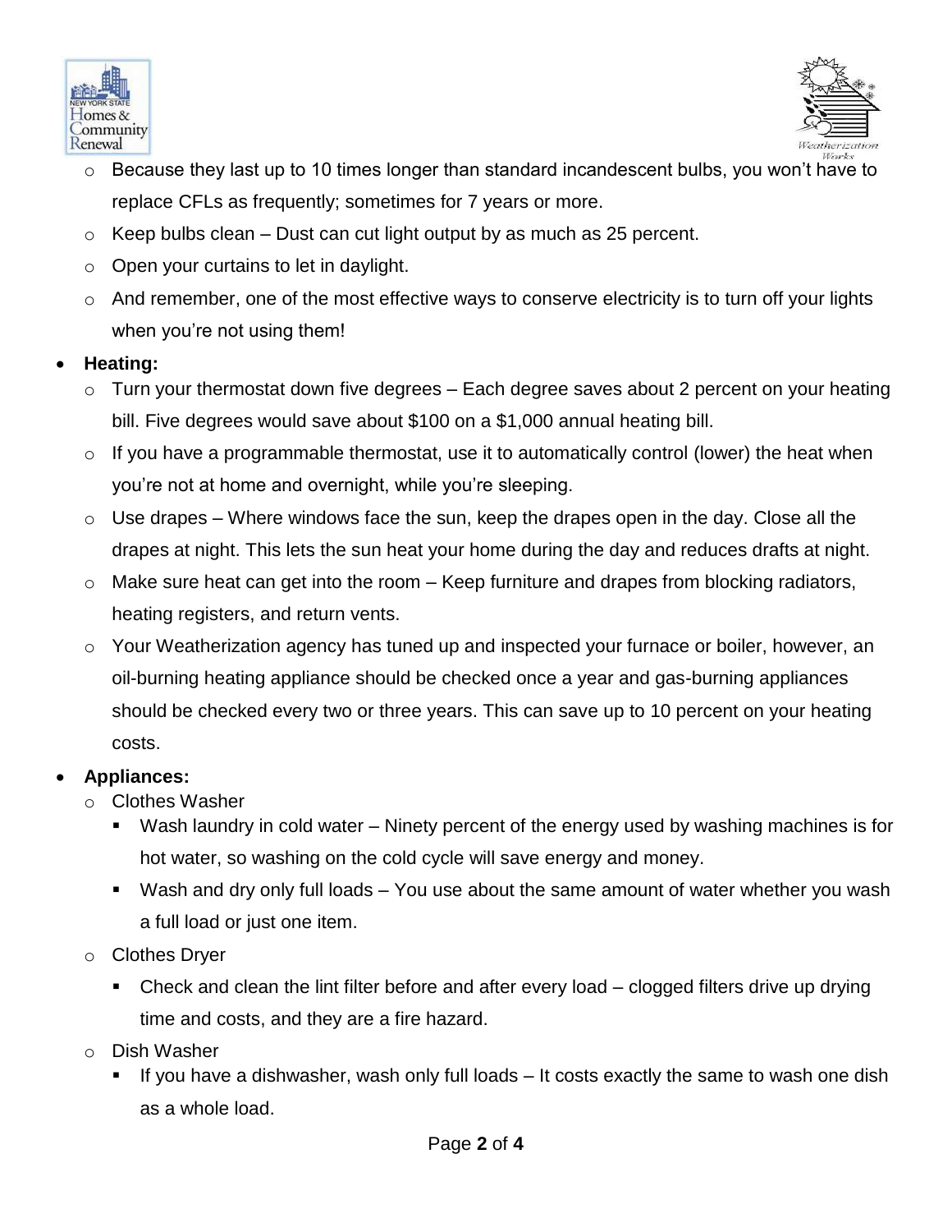- Because they last up to 10 times longer than standard incandescent bulbs, you won't have to replace CFLs as frequently; sometimes for 7 years or more.
  - Keep bulbs clean – Dust can cut light output by as much as 25 percent.
  - Open your curtains to let in daylight.
  - And remember, one of the most effective ways to conserve electricity is to turn off your lights when you're not using them!

- **Heating:**
  - Turn your thermostat down five degrees – Each degree saves about 2 percent on your heating bill. Five degrees would save about $100 on a $1,000 annual heating bill.
  - If you have a programmable thermostat, use it to automatically control (lower) the heat when you're not at home and overnight, while you're sleeping.
  - Use drapes – Where windows face the sun, keep the drapes open in the day. Close all the drapes at night. This lets the sun heat your home during the day and reduces drafts at night.
  - Make sure heat can get into the room – Keep furniture and drapes from blocking radiators, heating registers, and return vents.
  - Your Weatherization agency has tuned up and inspected your furnace or boiler, however, an oil-burning heating appliance should be checked once a year and gas-burning appliances should be checked every two or three years. This can save up to 10 percent on your heating costs.

- **Appliances:**
  - Clothes Washer
    - Wash laundry in cold water – Ninety percent of the energy used by washing machines is for hot water, so washing on the cold cycle will save energy and money.
    - Wash and dry only full loads – You use about the same amount of water whether you wash a full load or just one item.
  - Clothes Dryer
    - Check and clean the lint filter before and after every load – clogged filters drive up drying time and costs, and they are a fire hazard.
  - Dish Washer
    - If you have a dishwasher, wash only full loads – It costs exactly the same to wash one dish as a whole load.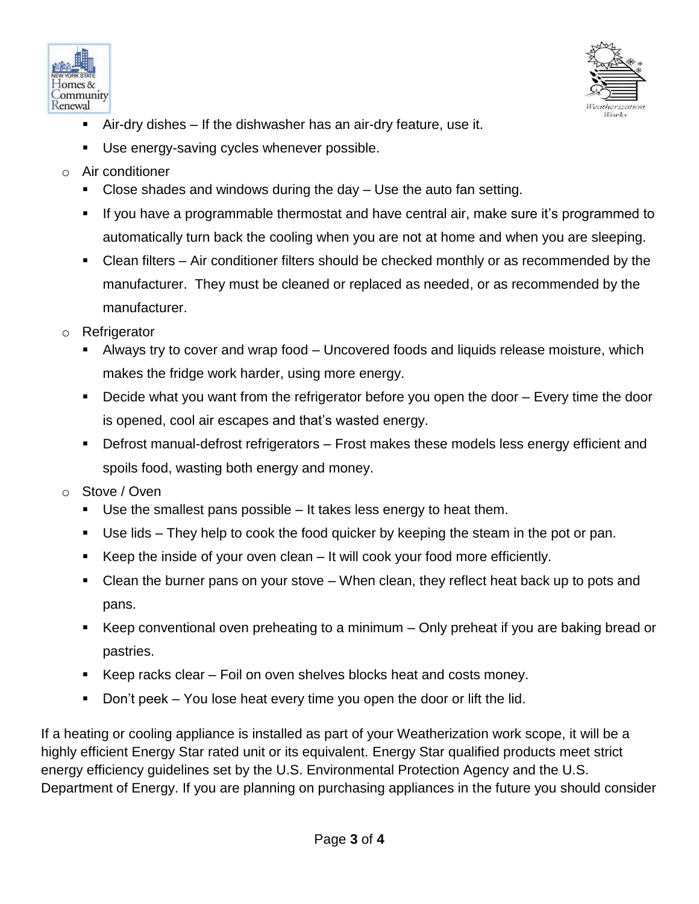- Air-dry dishes – If the dishwasher has an air-dry feature, use it.
    - Use energy-saving cycles whenever possible.
- Air conditioner
    - Close shades and windows during the day – Use the auto fan setting.
    - If you have a programmable thermostat and have central air, make sure it's programmed to automatically turn back the cooling when you are not at home and when you are sleeping.
    - Clean filters – Air conditioner filters should be checked monthly or as recommended by the manufacturer. They must be cleaned or replaced as needed, or as recommended by the manufacturer.
- Refrigerator
    - Always try to cover and wrap food – Uncovered foods and liquids release moisture, which makes the fridge work harder, using more energy.
    - Decide what you want from the refrigerator before you open the door – Every time the door is opened, cool air escapes and that's wasted energy.
    - Defrost manual-defrost refrigerators – Frost makes these models less energy efficient and spoils food, wasting both energy and money.
- Stove / Oven
    - Use the smallest pans possible – It takes less energy to heat them.
    - Use lids – They help to cook the food quicker by keeping the steam in the pot or pan.
    - Keep the inside of your oven clean – It will cook your food more efficiently.
    - Clean the burner pans on your stove – When clean, they reflect heat back up to pots and pans.
    - Keep conventional oven preheating to a minimum – Only preheat if you are baking bread or pastries.
    - Keep racks clear – Foil on oven shelves blocks heat and costs money.
    - Don't peek – You lose heat every time you open the door or lift the lid.

If a heating or cooling appliance is installed as part of your Weatherization work scope, it will be a highly efficient Energy Star rated unit or its equivalent. Energy Star qualified products meet strict energy efficiency guidelines set by the U.S. Environmental Protection Agency and the U.S. Department of Energy. If you are planning on purchasing appliances in the future you should consider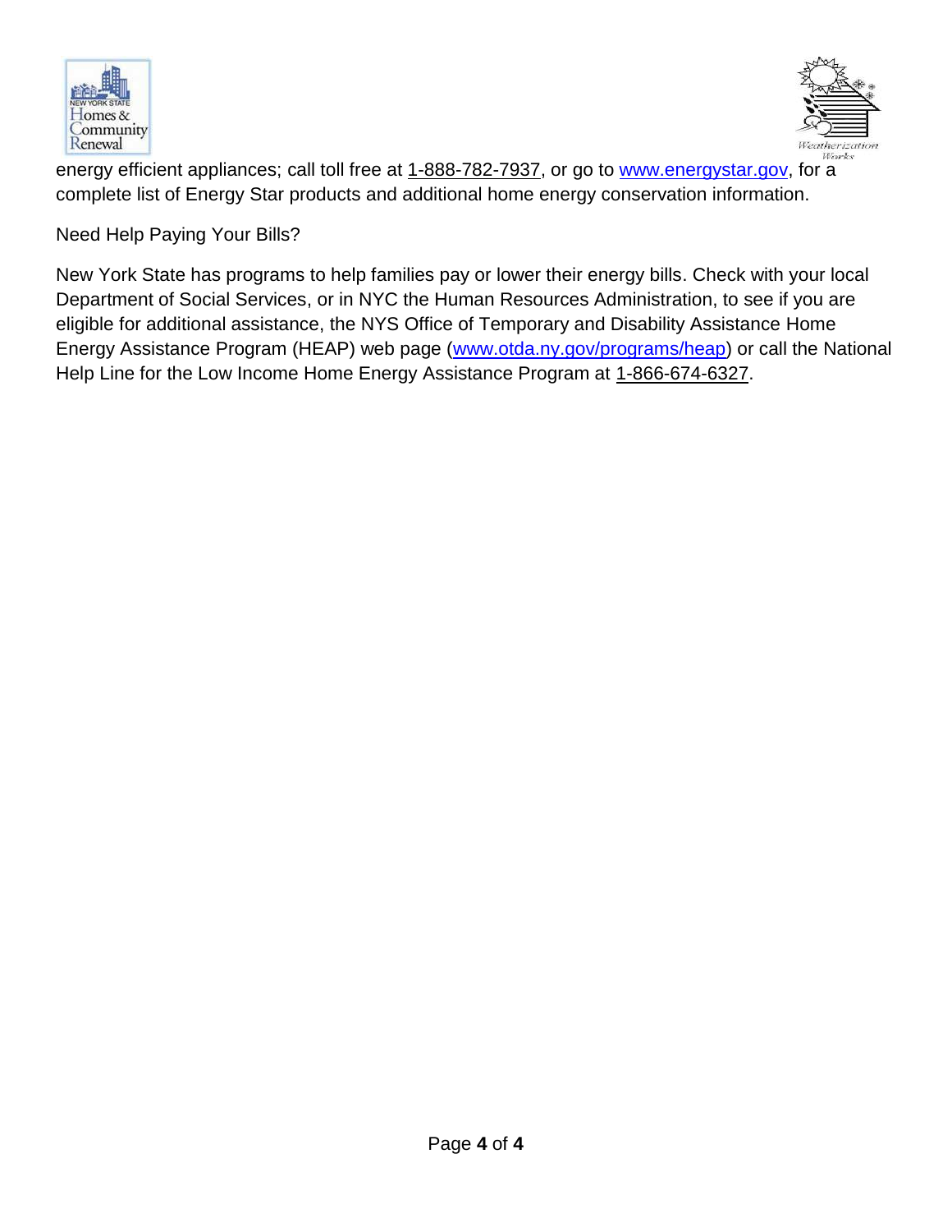energy efficient appliances; call toll free at 1-888-782-7937, or go to www.energystar.gov, for a complete list of Energy Star products and additional home energy conservation information.

Need Help Paying Your Bills?

New York State has programs to help families pay or lower their energy bills. Check with your local Department of Social Services, or in NYC the Human Resources Administration, to see if you are eligible for additional assistance, the NYS Office of Temporary and Disability Assistance Home Energy Assistance Program (HEAP) web page (www.otda.ny.gov/programs/heap) or call the National Help Line for the Low Income Home Energy Assistance Program at 1-866-674-6327.